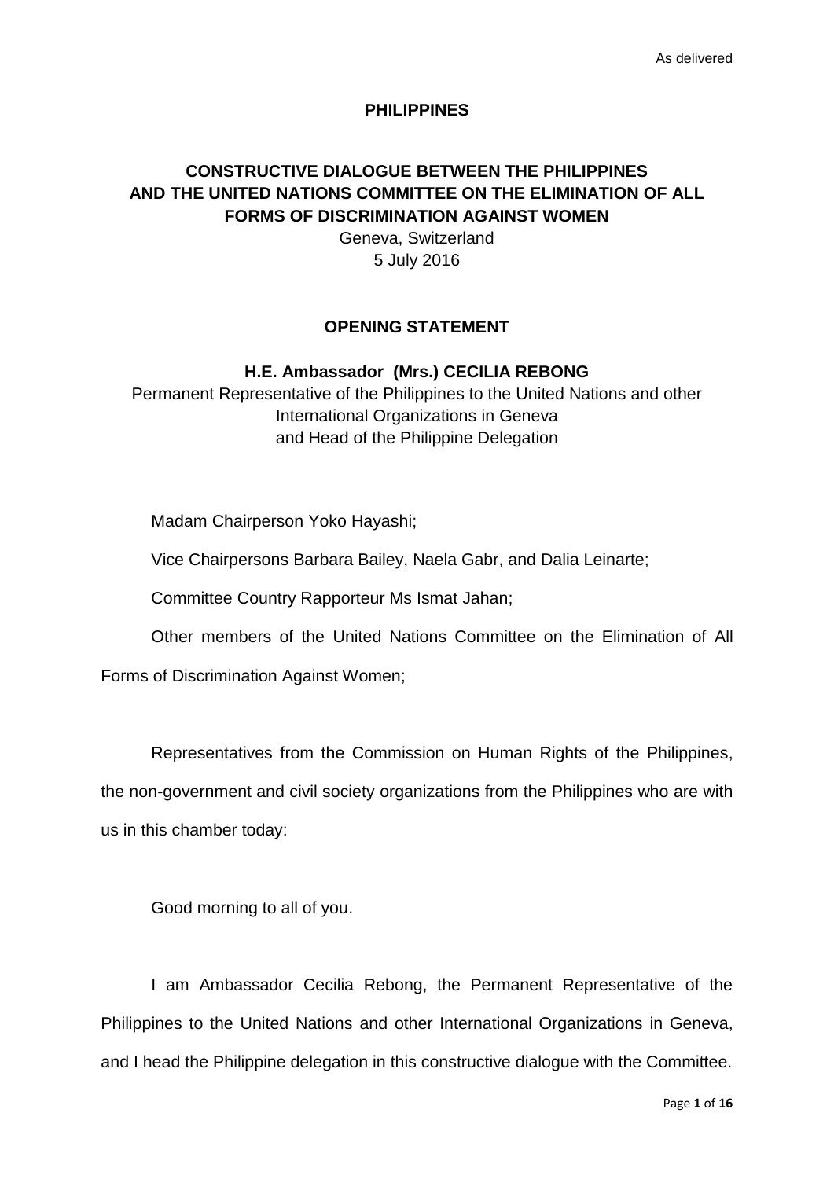As delivered

**PHILIPPINES**

**CONSTRUCTIVE DIALOGUE BETWEEN THE PHILIPPINES AND THE UNITED NATIONS COMMITTEE ON THE ELIMINATION OF ALL FORMS OF DISCRIMINATION AGAINST WOMEN**

Geneva, Switzerland
5 July 2016

**OPENING STATEMENT**

**H.E. Ambassador (Mrs.) CECILIA REBONG**

Permanent Representative of the Philippines to the United Nations and other International Organizations in Geneva
and Head of the Philippine Delegation

Madam Chairperson Yoko Hayashi;

Vice Chairpersons Barbara Bailey, Naela Gabr, and Dalia Leinarte;

Committee Country Rapporteur Ms Ismat Jahan;

Other members of the United Nations Committee on the Elimination of All Forms of Discrimination Against Women;

Representatives from the Commission on Human Rights of the Philippines, the non-government and civil society organizations from the Philippines who are with us in this chamber today:

Good morning to all of you.

I am Ambassador Cecilia Rebong, the Permanent Representative of the Philippines to the United Nations and other International Organizations in Geneva, and I head the Philippine delegation in this constructive dialogue with the Committee.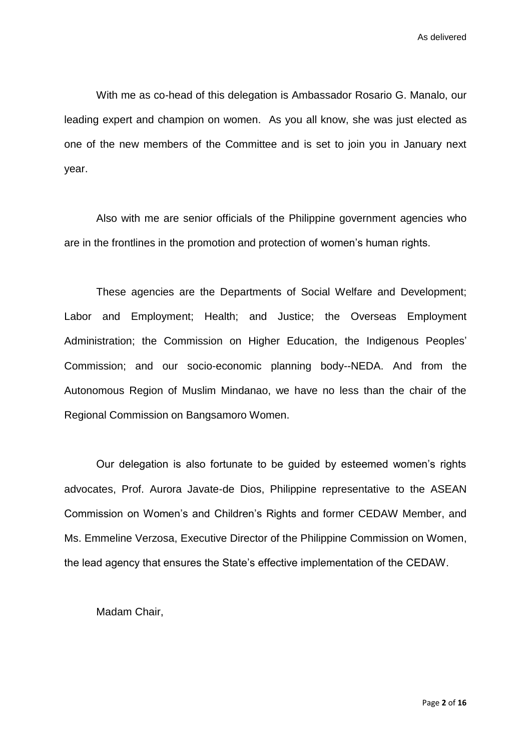With me as co-head of this delegation is Ambassador Rosario G. Manalo, our leading expert and champion on women. As you all know, she was just elected as one of the new members of the Committee and is set to join you in January next year.

Also with me are senior officials of the Philippine government agencies who are in the frontlines in the promotion and protection of women's human rights.

These agencies are the Departments of Social Welfare and Development; Labor and Employment; Health; and Justice; the Overseas Employment Administration; the Commission on Higher Education, the Indigenous Peoples' Commission; and our socio-economic planning body--NEDA. And from the Autonomous Region of Muslim Mindanao, we have no less than the chair of the Regional Commission on Bangsamoro Women.

Our delegation is also fortunate to be guided by esteemed women's rights advocates, Prof. Aurora Javate-de Dios, Philippine representative to the ASEAN Commission on Women's and Children's Rights and former CEDAW Member, and Ms. Emmeline Verzosa, Executive Director of the Philippine Commission on Women, the lead agency that ensures the State's effective implementation of the CEDAW.

Madam Chair,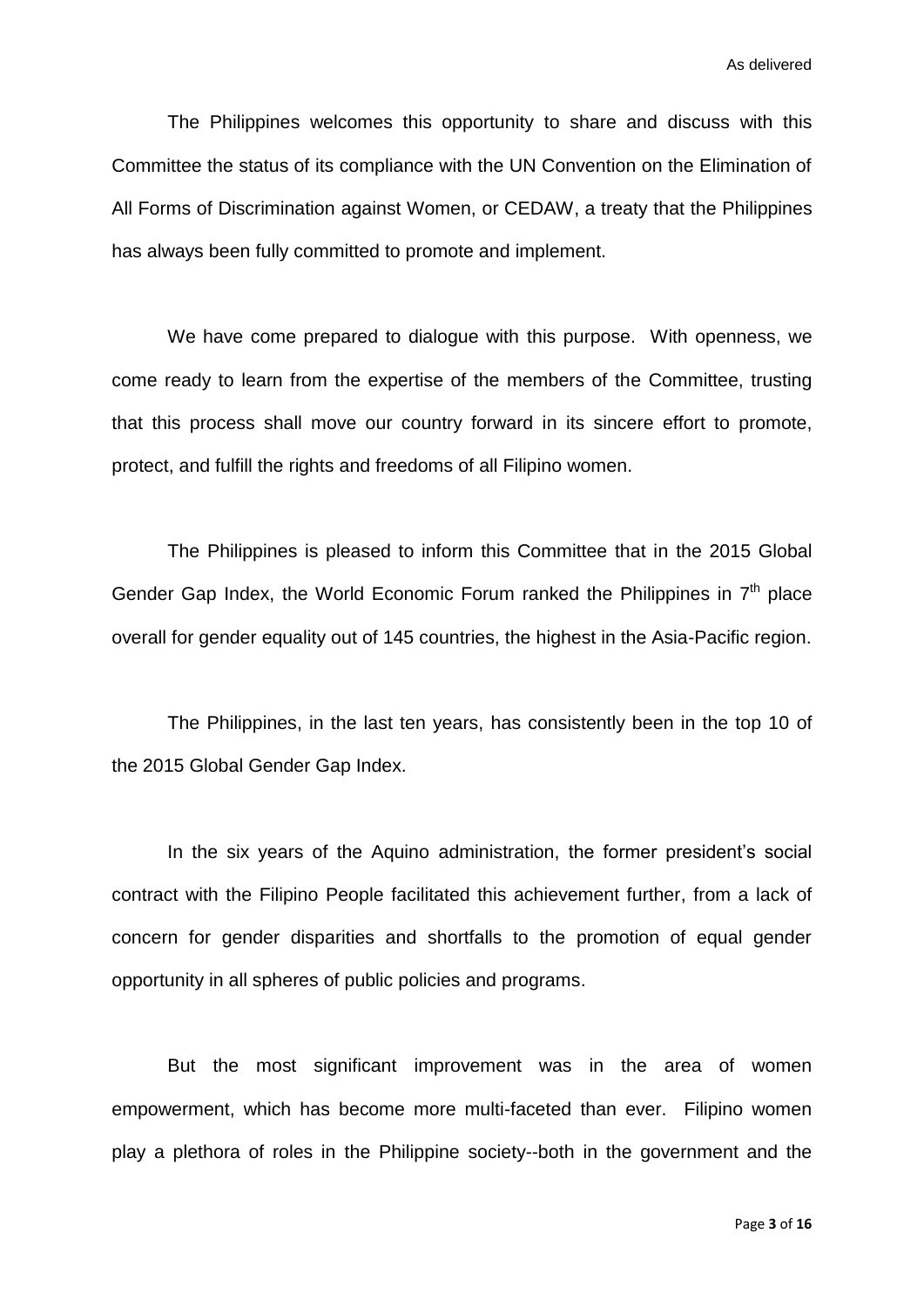The Philippines welcomes this opportunity to share and discuss with this Committee the status of its compliance with the UN Convention on the Elimination of All Forms of Discrimination against Women, or CEDAW, a treaty that the Philippines has always been fully committed to promote and implement.

We have come prepared to dialogue with this purpose. With openness, we come ready to learn from the expertise of the members of the Committee, trusting that this process shall move our country forward in its sincere effort to promote, protect, and fulfill the rights and freedoms of all Filipino women.

The Philippines is pleased to inform this Committee that in the 2015 Global Gender Gap Index, the World Economic Forum ranked the Philippines in 7th place overall for gender equality out of 145 countries, the highest in the Asia-Pacific region.

The Philippines, in the last ten years, has consistently been in the top 10 of the 2015 Global Gender Gap Index.

In the six years of the Aquino administration, the former president's social contract with the Filipino People facilitated this achievement further, from a lack of concern for gender disparities and shortfalls to the promotion of equal gender opportunity in all spheres of public policies and programs.

But the most significant improvement was in the area of women empowerment, which has become more multi-faceted than ever. Filipino women play a plethora of roles in the Philippine society--both in the government and the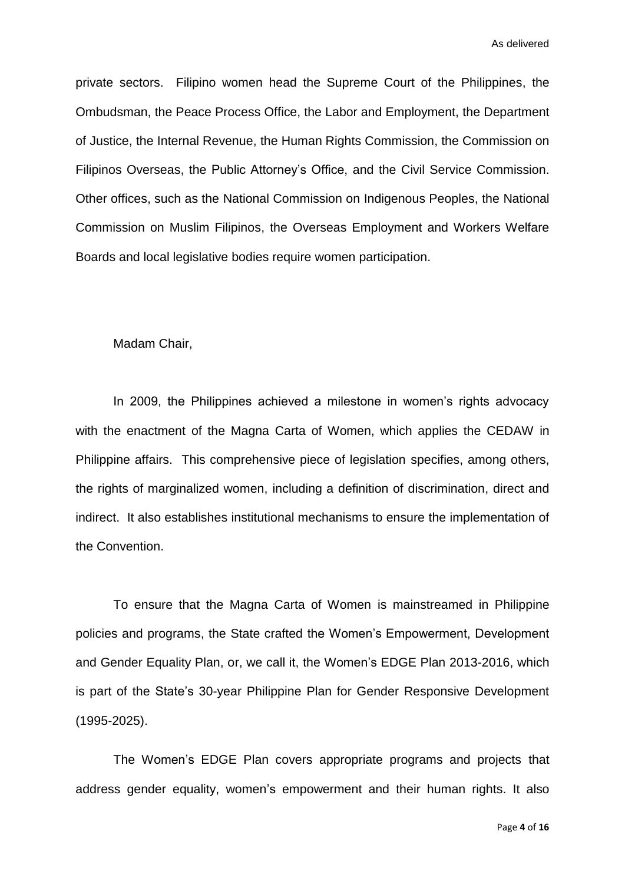private sectors. Filipino women head the Supreme Court of the Philippines, the Ombudsman, the Peace Process Office, the Labor and Employment, the Department of Justice, the Internal Revenue, the Human Rights Commission, the Commission on Filipinos Overseas, the Public Attorney's Office, and the Civil Service Commission. Other offices, such as the National Commission on Indigenous Peoples, the National Commission on Muslim Filipinos, the Overseas Employment and Workers Welfare Boards and local legislative bodies require women participation.

Madam Chair,

In 2009, the Philippines achieved a milestone in women's rights advocacy with the enactment of the Magna Carta of Women, which applies the CEDAW in Philippine affairs. This comprehensive piece of legislation specifies, among others, the rights of marginalized women, including a definition of discrimination, direct and indirect. It also establishes institutional mechanisms to ensure the implementation of the Convention.

To ensure that the Magna Carta of Women is mainstreamed in Philippine policies and programs, the State crafted the Women's Empowerment, Development and Gender Equality Plan, or, we call it, the Women's EDGE Plan 2013-2016, which is part of the State's 30-year Philippine Plan for Gender Responsive Development (1995-2025).

The Women's EDGE Plan covers appropriate programs and projects that address gender equality, women's empowerment and their human rights. It also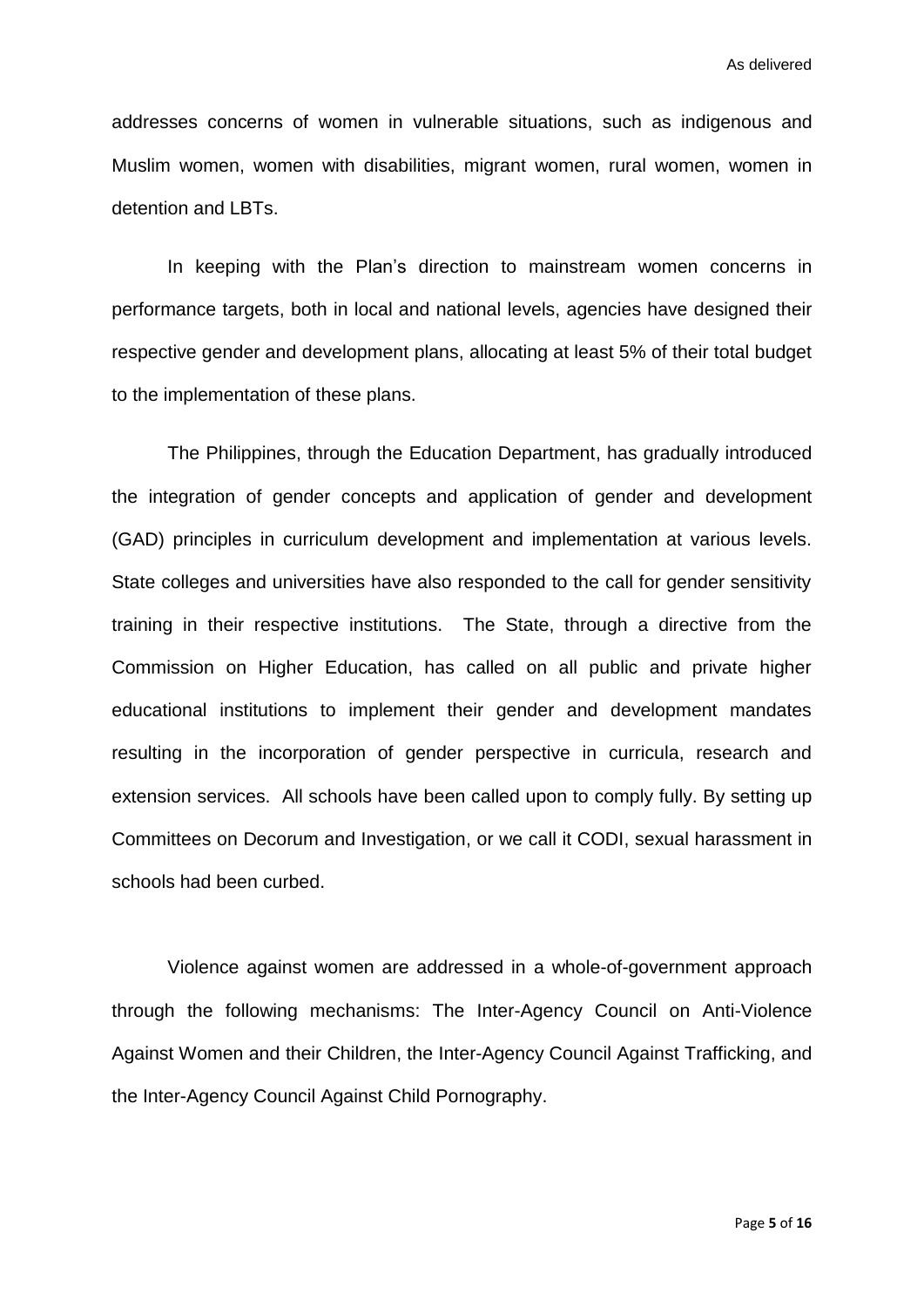addresses concerns of women in vulnerable situations, such as indigenous and Muslim women, women with disabilities, migrant women, rural women, women in detention and LBTs.

In keeping with the Plan's direction to mainstream women concerns in performance targets, both in local and national levels, agencies have designed their respective gender and development plans, allocating at least 5% of their total budget to the implementation of these plans.

The Philippines, through the Education Department, has gradually introduced the integration of gender concepts and application of gender and development (GAD) principles in curriculum development and implementation at various levels. State colleges and universities have also responded to the call for gender sensitivity training in their respective institutions. The State, through a directive from the Commission on Higher Education, has called on all public and private higher educational institutions to implement their gender and development mandates resulting in the incorporation of gender perspective in curricula, research and extension services. All schools have been called upon to comply fully. By setting up Committees on Decorum and Investigation, or we call it CODI, sexual harassment in schools had been curbed.

Violence against women are addressed in a whole-of-government approach through the following mechanisms: The Inter-Agency Council on Anti-Violence Against Women and their Children, the Inter-Agency Council Against Trafficking, and the Inter-Agency Council Against Child Pornography.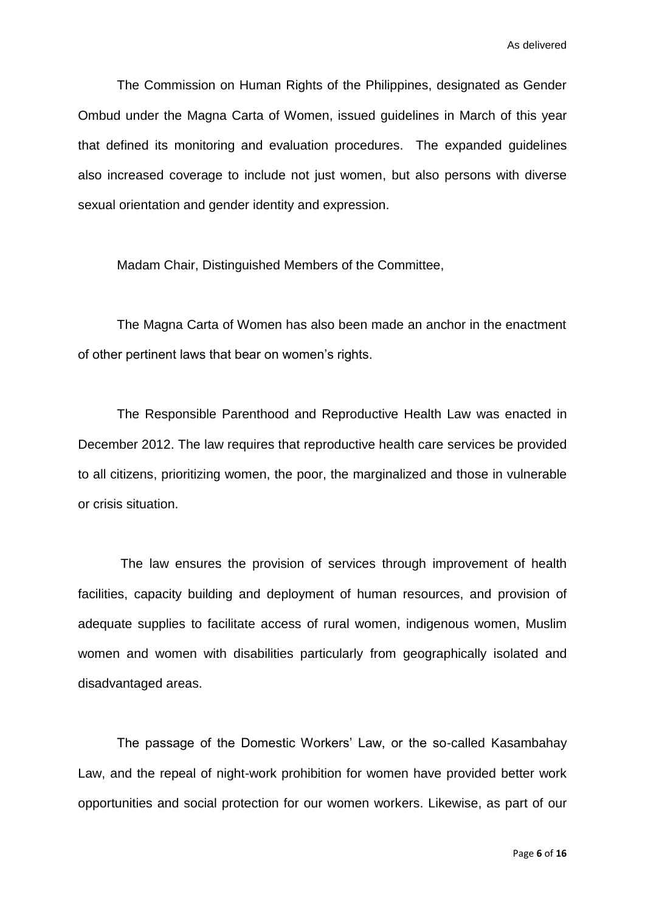The Commission on Human Rights of the Philippines, designated as Gender Ombud under the Magna Carta of Women, issued guidelines in March of this year that defined its monitoring and evaluation procedures. The expanded guidelines also increased coverage to include not just women, but also persons with diverse sexual orientation and gender identity and expression.

Madam Chair, Distinguished Members of the Committee,

The Magna Carta of Women has also been made an anchor in the enactment of other pertinent laws that bear on women's rights.

The Responsible Parenthood and Reproductive Health Law was enacted in December 2012. The law requires that reproductive health care services be provided to all citizens, prioritizing women, the poor, the marginalized and those in vulnerable or crisis situation.

The law ensures the provision of services through improvement of health facilities, capacity building and deployment of human resources, and provision of adequate supplies to facilitate access of rural women, indigenous women, Muslim women and women with disabilities particularly from geographically isolated and disadvantaged areas.

The passage of the Domestic Workers' Law, or the so-called Kasambahay Law, and the repeal of night-work prohibition for women have provided better work opportunities and social protection for our women workers. Likewise, as part of our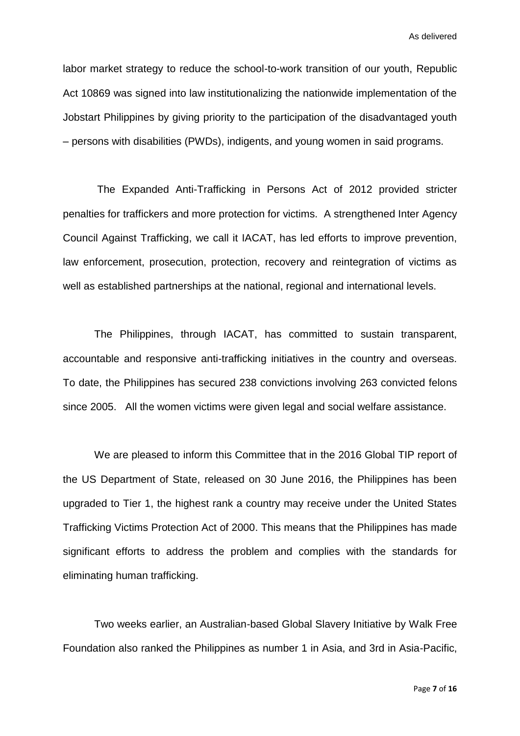labor market strategy to reduce the school-to-work transition of our youth, Republic Act 10869 was signed into law institutionalizing the nationwide implementation of the Jobstart Philippines by giving priority to the participation of the disadvantaged youth – persons with disabilities (PWDs), indigents, and young women in said programs.

The Expanded Anti-Trafficking in Persons Act of 2012 provided stricter penalties for traffickers and more protection for victims. A strengthened Inter Agency Council Against Trafficking, we call it IACAT, has led efforts to improve prevention, law enforcement, prosecution, protection, recovery and reintegration of victims as well as established partnerships at the national, regional and international levels.

The Philippines, through IACAT, has committed to sustain transparent, accountable and responsive anti-trafficking initiatives in the country and overseas. To date, the Philippines has secured 238 convictions involving 263 convicted felons since 2005. All the women victims were given legal and social welfare assistance.

We are pleased to inform this Committee that in the 2016 Global TIP report of the US Department of State, released on 30 June 2016, the Philippines has been upgraded to Tier 1, the highest rank a country may receive under the United States Trafficking Victims Protection Act of 2000. This means that the Philippines has made significant efforts to address the problem and complies with the standards for eliminating human trafficking.

Two weeks earlier, an Australian-based Global Slavery Initiative by Walk Free Foundation also ranked the Philippines as number 1 in Asia, and 3rd in Asia-Pacific,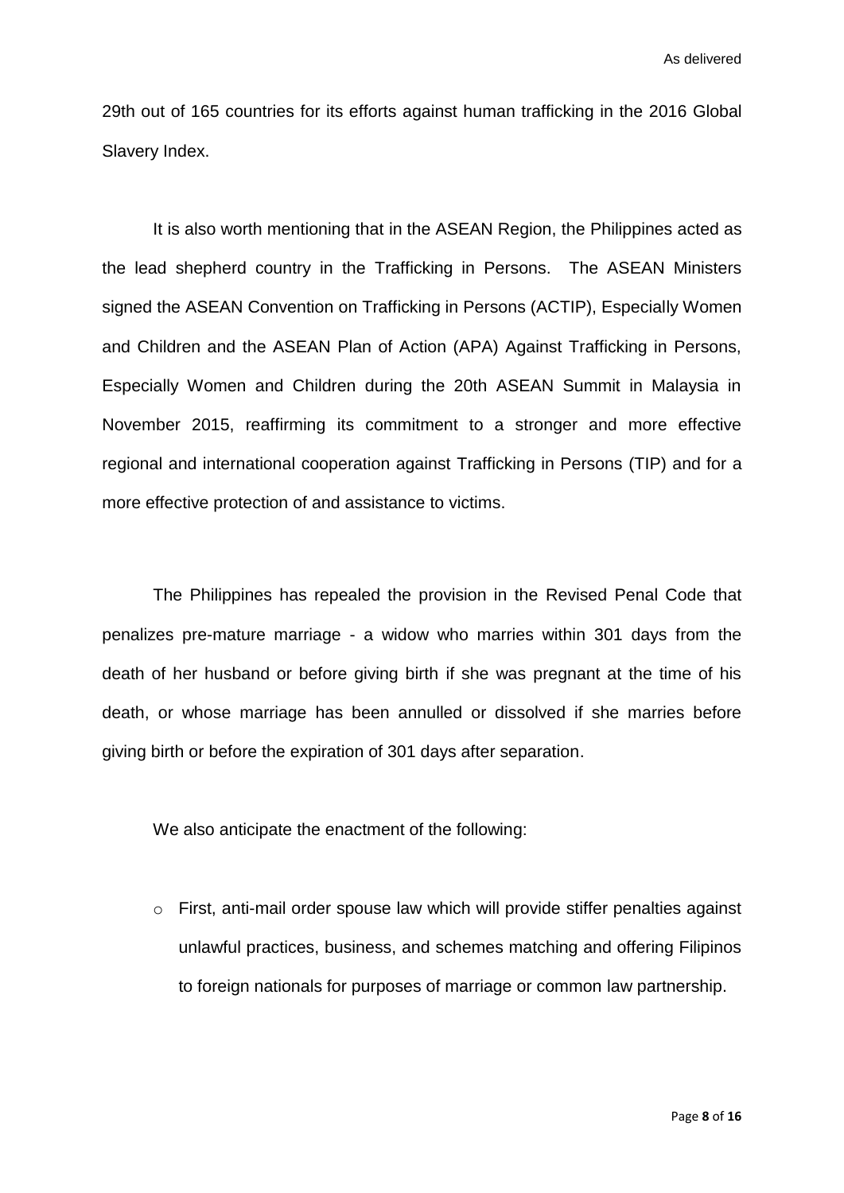29th out of 165 countries for its efforts against human trafficking in the 2016 Global Slavery Index.

It is also worth mentioning that in the ASEAN Region, the Philippines acted as the lead shepherd country in the Trafficking in Persons. The ASEAN Ministers signed the ASEAN Convention on Trafficking in Persons (ACTIP), Especially Women and Children and the ASEAN Plan of Action (APA) Against Trafficking in Persons, Especially Women and Children during the 20th ASEAN Summit in Malaysia in November 2015, reaffirming its commitment to a stronger and more effective regional and international cooperation against Trafficking in Persons (TIP) and for a more effective protection of and assistance to victims.

The Philippines has repealed the provision in the Revised Penal Code that penalizes pre-mature marriage - a widow who marries within 301 days from the death of her husband or before giving birth if she was pregnant at the time of his death, or whose marriage has been annulled or dissolved if she marries before giving birth or before the expiration of 301 days after separation.

We also anticipate the enactment of the following:

- First, anti-mail order spouse law which will provide stiffer penalties against unlawful practices, business, and schemes matching and offering Filipinos to foreign nationals for purposes of marriage or common law partnership.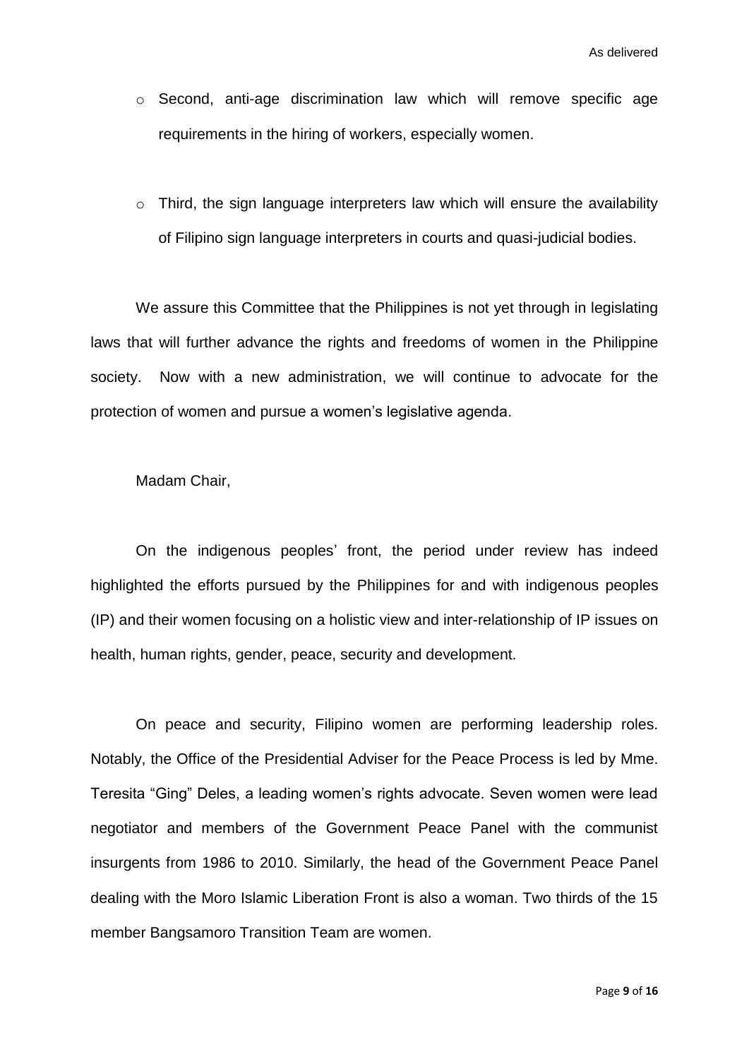- Second, anti-age discrimination law which will remove specific age requirements in the hiring of workers, especially women.

- Third, the sign language interpreters law which will ensure the availability of Filipino sign language interpreters in courts and quasi-judicial bodies.

We assure this Committee that the Philippines is not yet through in legislating laws that will further advance the rights and freedoms of women in the Philippine society. Now with a new administration, we will continue to advocate for the protection of women and pursue a women's legislative agenda.

Madam Chair,

On the indigenous peoples' front, the period under review has indeed highlighted the efforts pursued by the Philippines for and with indigenous peoples (IP) and their women focusing on a holistic view and inter-relationship of IP issues on health, human rights, gender, peace, security and development.

On peace and security, Filipino women are performing leadership roles. Notably, the Office of the Presidential Adviser for the Peace Process is led by Mme. Teresita "Ging" Deles, a leading women's rights advocate. Seven women were lead negotiator and members of the Government Peace Panel with the communist insurgents from 1986 to 2010. Similarly, the head of the Government Peace Panel dealing with the Moro Islamic Liberation Front is also a woman. Two thirds of the 15 member Bangsamoro Transition Team are women.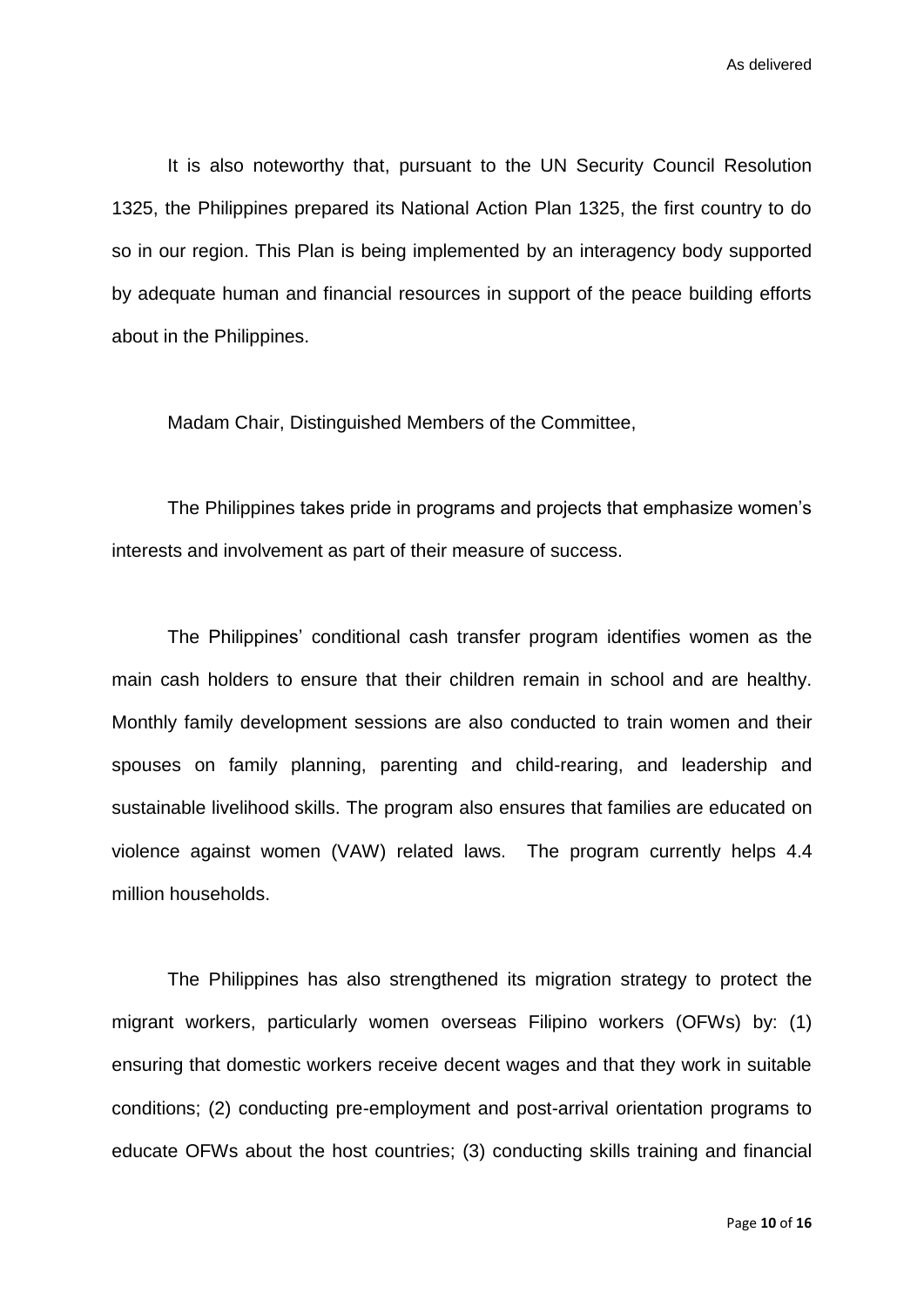It is also noteworthy that, pursuant to the UN Security Council Resolution 1325, the Philippines prepared its National Action Plan 1325, the first country to do so in our region. This Plan is being implemented by an interagency body supported by adequate human and financial resources in support of the peace building efforts about in the Philippines.

Madam Chair, Distinguished Members of the Committee,

The Philippines takes pride in programs and projects that emphasize women's interests and involvement as part of their measure of success.

The Philippines' conditional cash transfer program identifies women as the main cash holders to ensure that their children remain in school and are healthy. Monthly family development sessions are also conducted to train women and their spouses on family planning, parenting and child-rearing, and leadership and sustainable livelihood skills. The program also ensures that families are educated on violence against women (VAW) related laws. The program currently helps 4.4 million households.

The Philippines has also strengthened its migration strategy to protect the migrant workers, particularly women overseas Filipino workers (OFWs) by: (1) ensuring that domestic workers receive decent wages and that they work in suitable conditions; (2) conducting pre-employment and post-arrival orientation programs to educate OFWs about the host countries; (3) conducting skills training and financial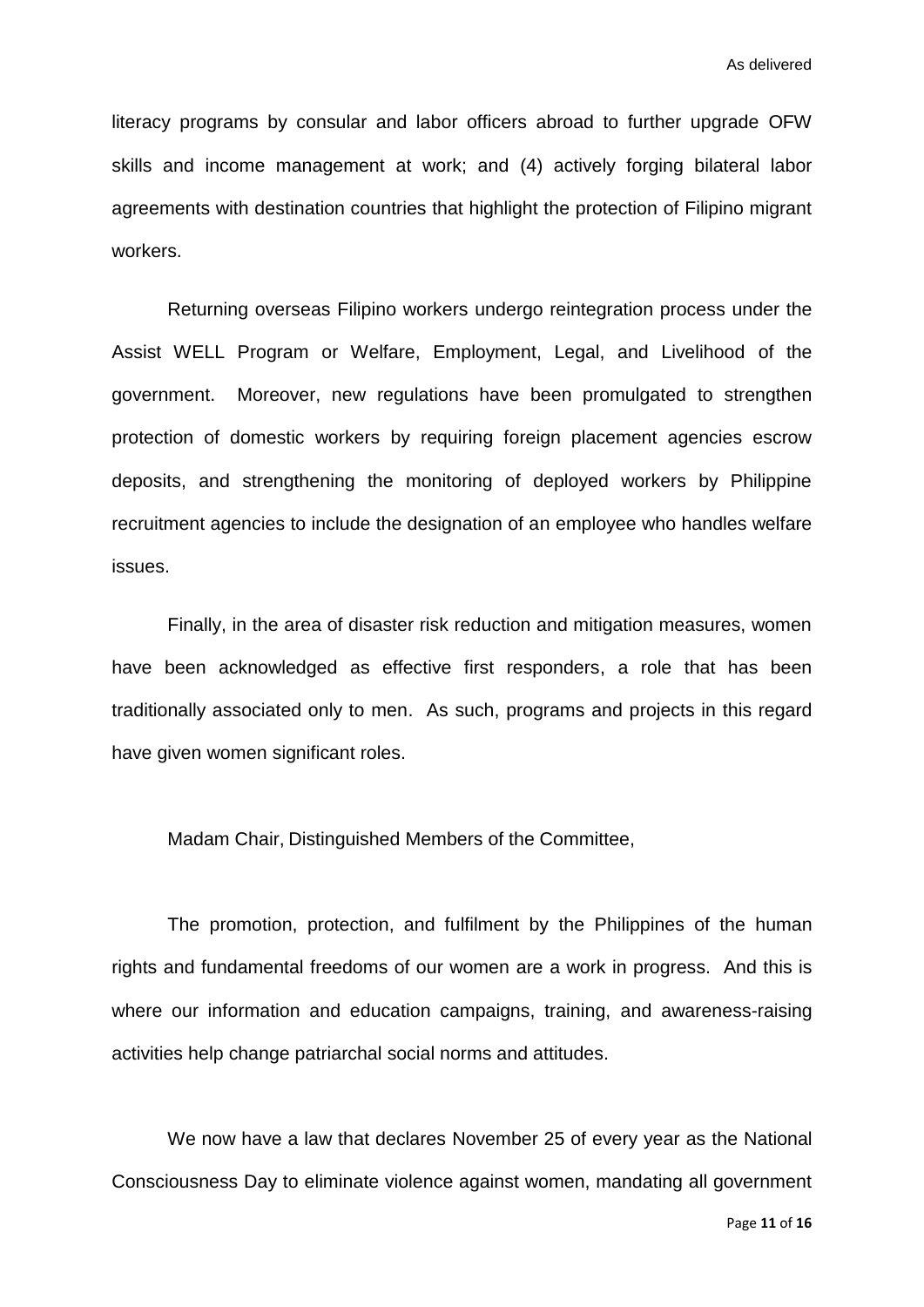literacy programs by consular and labor officers abroad to further upgrade OFW skills and income management at work; and (4) actively forging bilateral labor agreements with destination countries that highlight the protection of Filipino migrant workers.

Returning overseas Filipino workers undergo reintegration process under the Assist WELL Program or Welfare, Employment, Legal, and Livelihood of the government. Moreover, new regulations have been promulgated to strengthen protection of domestic workers by requiring foreign placement agencies escrow deposits, and strengthening the monitoring of deployed workers by Philippine recruitment agencies to include the designation of an employee who handles welfare issues.

Finally, in the area of disaster risk reduction and mitigation measures, women have been acknowledged as effective first responders, a role that has been traditionally associated only to men. As such, programs and projects in this regard have given women significant roles.

Madam Chair, Distinguished Members of the Committee,

The promotion, protection, and fulfilment by the Philippines of the human rights and fundamental freedoms of our women are a work in progress. And this is where our information and education campaigns, training, and awareness-raising activities help change patriarchal social norms and attitudes.

We now have a law that declares November 25 of every year as the National Consciousness Day to eliminate violence against women, mandating all government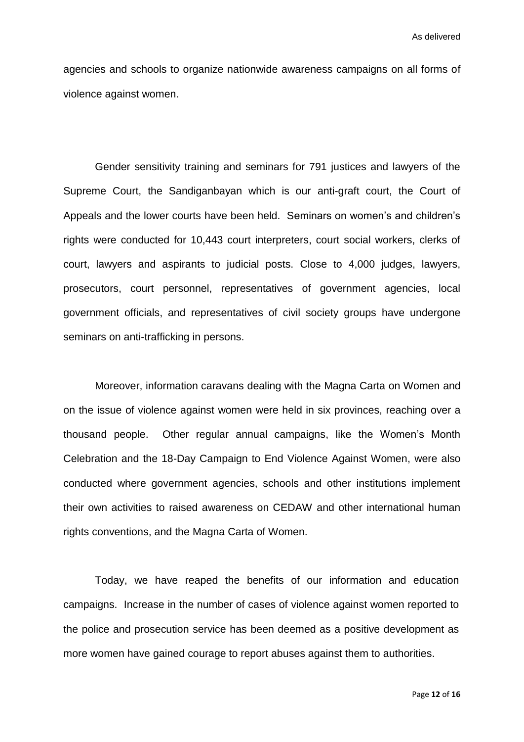agencies and schools to organize nationwide awareness campaigns on all forms of violence against women.

Gender sensitivity training and seminars for 791 justices and lawyers of the Supreme Court, the Sandiganbayan which is our anti-graft court, the Court of Appeals and the lower courts have been held. Seminars on women's and children's rights were conducted for 10,443 court interpreters, court social workers, clerks of court, lawyers and aspirants to judicial posts. Close to 4,000 judges, lawyers, prosecutors, court personnel, representatives of government agencies, local government officials, and representatives of civil society groups have undergone seminars on anti-trafficking in persons.

Moreover, information caravans dealing with the Magna Carta on Women and on the issue of violence against women were held in six provinces, reaching over a thousand people. Other regular annual campaigns, like the Women's Month Celebration and the 18-Day Campaign to End Violence Against Women, were also conducted where government agencies, schools and other institutions implement their own activities to raised awareness on CEDAW and other international human rights conventions, and the Magna Carta of Women.

Today, we have reaped the benefits of our information and education campaigns. Increase in the number of cases of violence against women reported to the police and prosecution service has been deemed as a positive development as more women have gained courage to report abuses against them to authorities.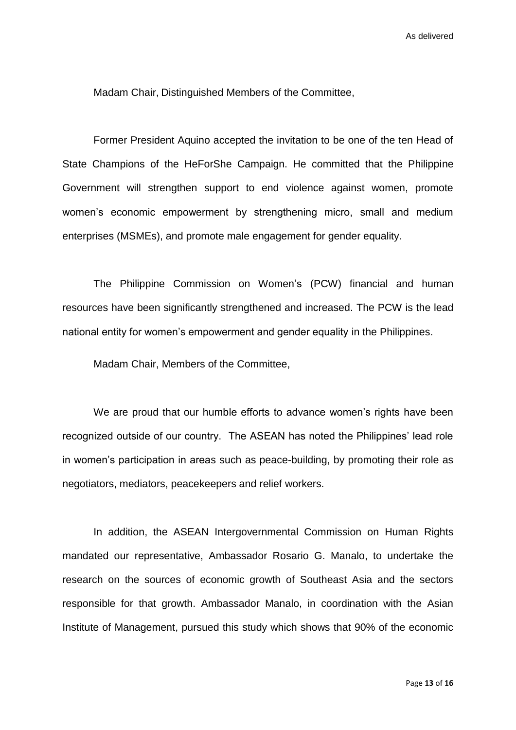Madam Chair, Distinguished Members of the Committee,

Former President Aquino accepted the invitation to be one of the ten Head of State Champions of the HeForShe Campaign. He committed that the Philippine Government will strengthen support to end violence against women, promote women's economic empowerment by strengthening micro, small and medium enterprises (MSMEs), and promote male engagement for gender equality.

The Philippine Commission on Women's (PCW) financial and human resources have been significantly strengthened and increased. The PCW is the lead national entity for women's empowerment and gender equality in the Philippines.

Madam Chair, Members of the Committee,

We are proud that our humble efforts to advance women's rights have been recognized outside of our country. The ASEAN has noted the Philippines' lead role in women's participation in areas such as peace-building, by promoting their role as negotiators, mediators, peacekeepers and relief workers.

In addition, the ASEAN Intergovernmental Commission on Human Rights mandated our representative, Ambassador Rosario G. Manalo, to undertake the research on the sources of economic growth of Southeast Asia and the sectors responsible for that growth. Ambassador Manalo, in coordination with the Asian Institute of Management, pursued this study which shows that 90% of the economic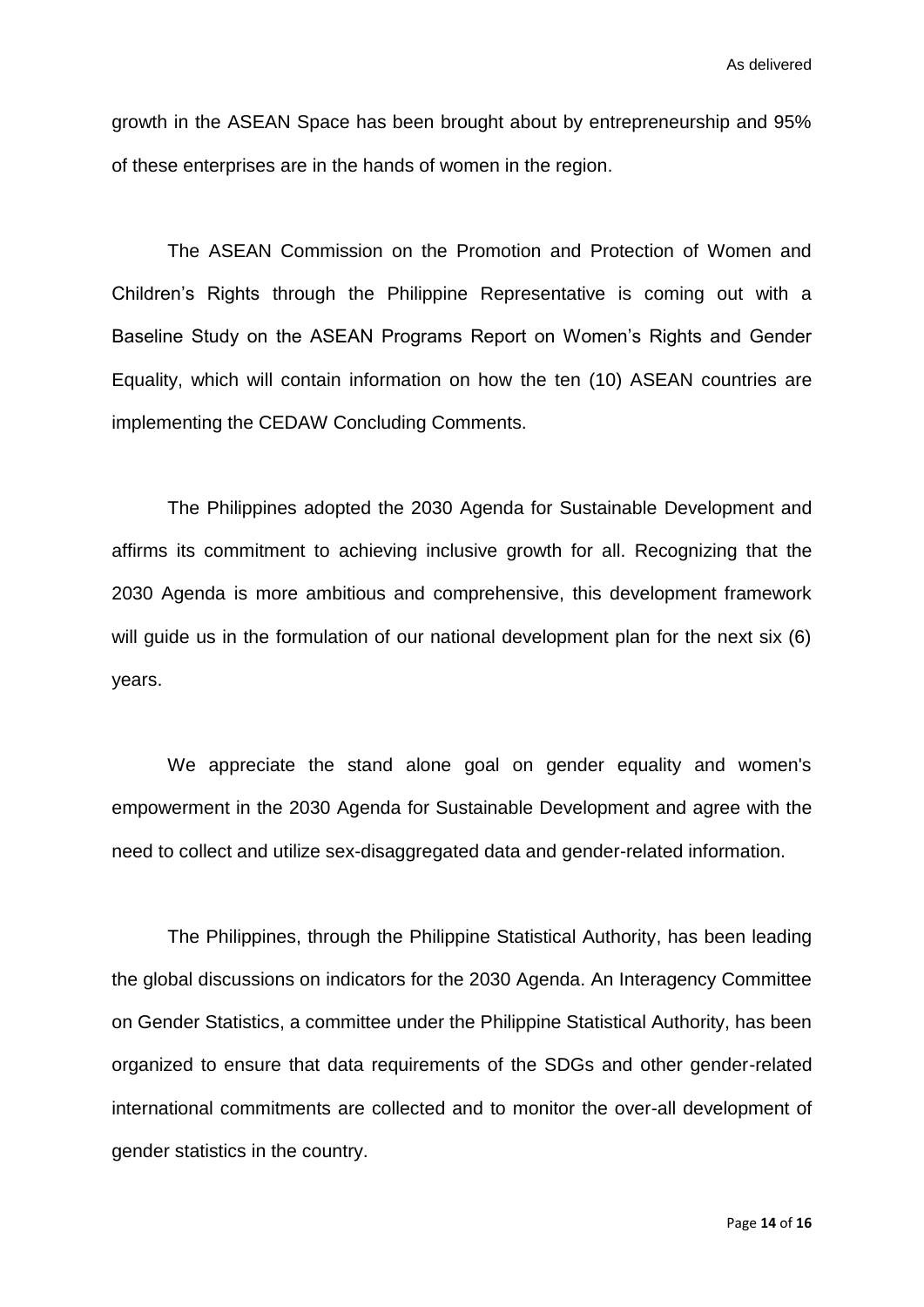growth in the ASEAN Space has been brought about by entrepreneurship and 95% of these enterprises are in the hands of women in the region.

The ASEAN Commission on the Promotion and Protection of Women and Children's Rights through the Philippine Representative is coming out with a Baseline Study on the ASEAN Programs Report on Women's Rights and Gender Equality, which will contain information on how the ten (10) ASEAN countries are implementing the CEDAW Concluding Comments.

The Philippines adopted the 2030 Agenda for Sustainable Development and affirms its commitment to achieving inclusive growth for all. Recognizing that the 2030 Agenda is more ambitious and comprehensive, this development framework will guide us in the formulation of our national development plan for the next six (6) years.

We appreciate the stand alone goal on gender equality and women's empowerment in the 2030 Agenda for Sustainable Development and agree with the need to collect and utilize sex-disaggregated data and gender-related information.

The Philippines, through the Philippine Statistical Authority, has been leading the global discussions on indicators for the 2030 Agenda. An Interagency Committee on Gender Statistics, a committee under the Philippine Statistical Authority, has been organized to ensure that data requirements of the SDGs and other gender-related international commitments are collected and to monitor the over-all development of gender statistics in the country.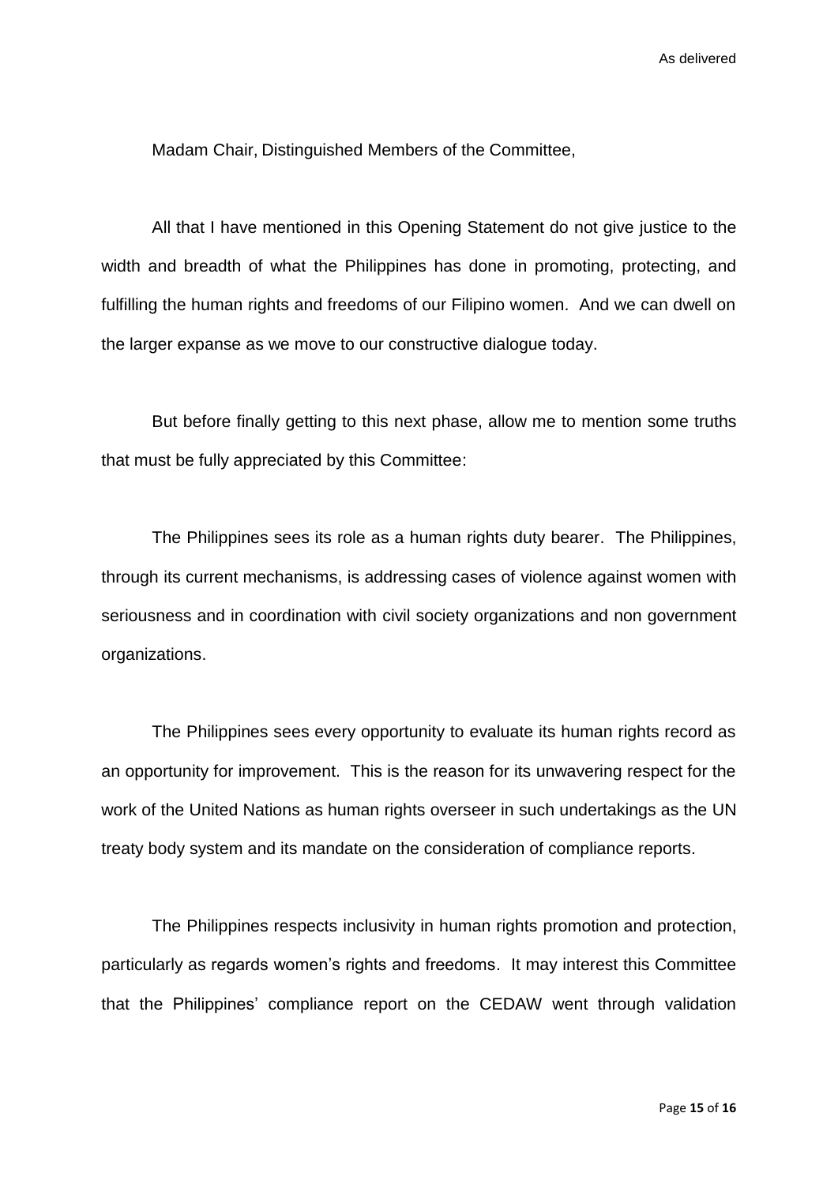Madam Chair, Distinguished Members of the Committee,

All that I have mentioned in this Opening Statement do not give justice to the width and breadth of what the Philippines has done in promoting, protecting, and fulfilling the human rights and freedoms of our Filipino women. And we can dwell on the larger expanse as we move to our constructive dialogue today.

But before finally getting to this next phase, allow me to mention some truths that must be fully appreciated by this Committee:

The Philippines sees its role as a human rights duty bearer. The Philippines, through its current mechanisms, is addressing cases of violence against women with seriousness and in coordination with civil society organizations and non government organizations.

The Philippines sees every opportunity to evaluate its human rights record as an opportunity for improvement. This is the reason for its unwavering respect for the work of the United Nations as human rights overseer in such undertakings as the UN treaty body system and its mandate on the consideration of compliance reports.

The Philippines respects inclusivity in human rights promotion and protection, particularly as regards women's rights and freedoms. It may interest this Committee that the Philippines' compliance report on the CEDAW went through validation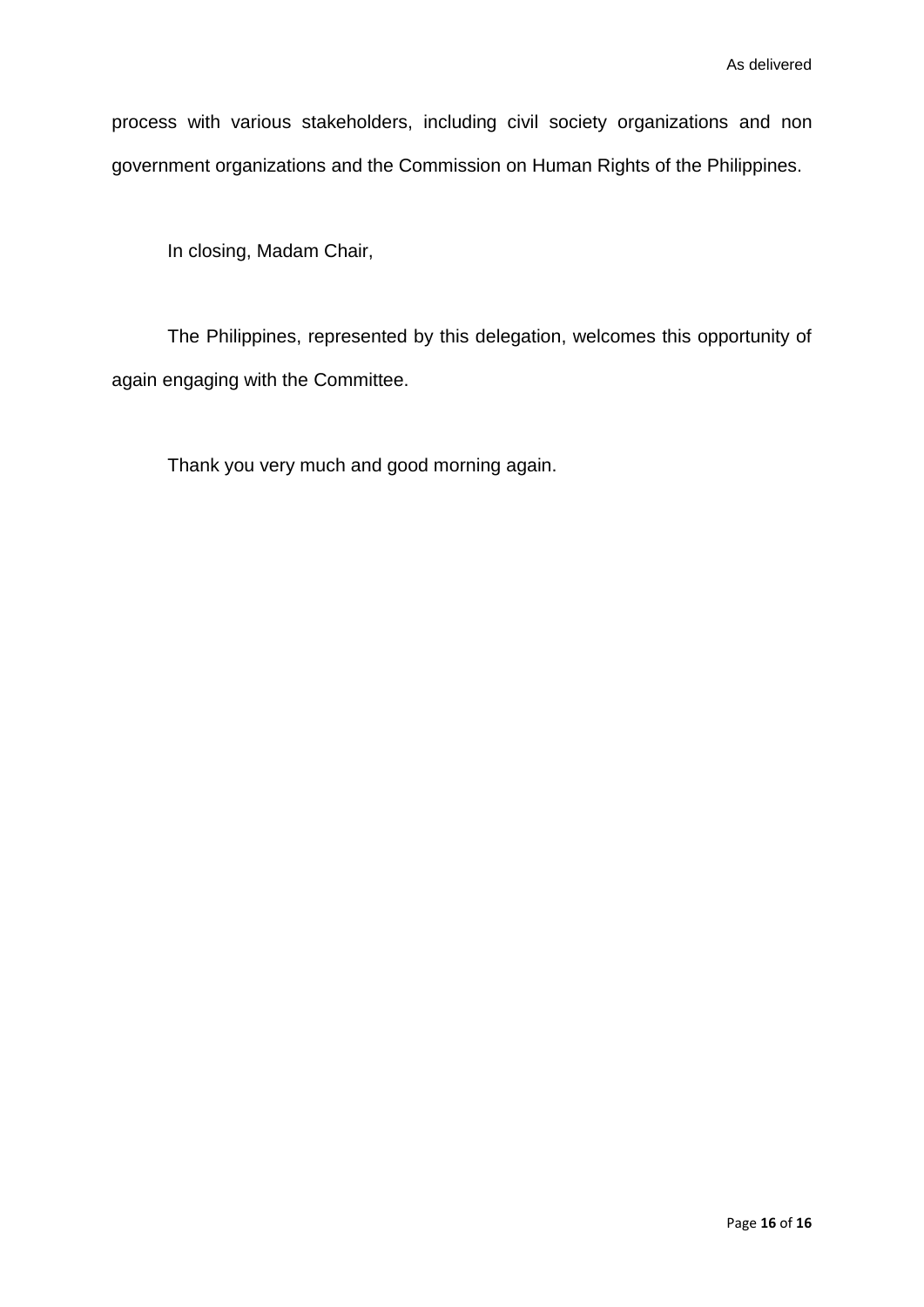process with various stakeholders, including civil society organizations and non government organizations and the Commission on Human Rights of the Philippines.

In closing, Madam Chair,

The Philippines, represented by this delegation, welcomes this opportunity of again engaging with the Committee.

Thank you very much and good morning again.